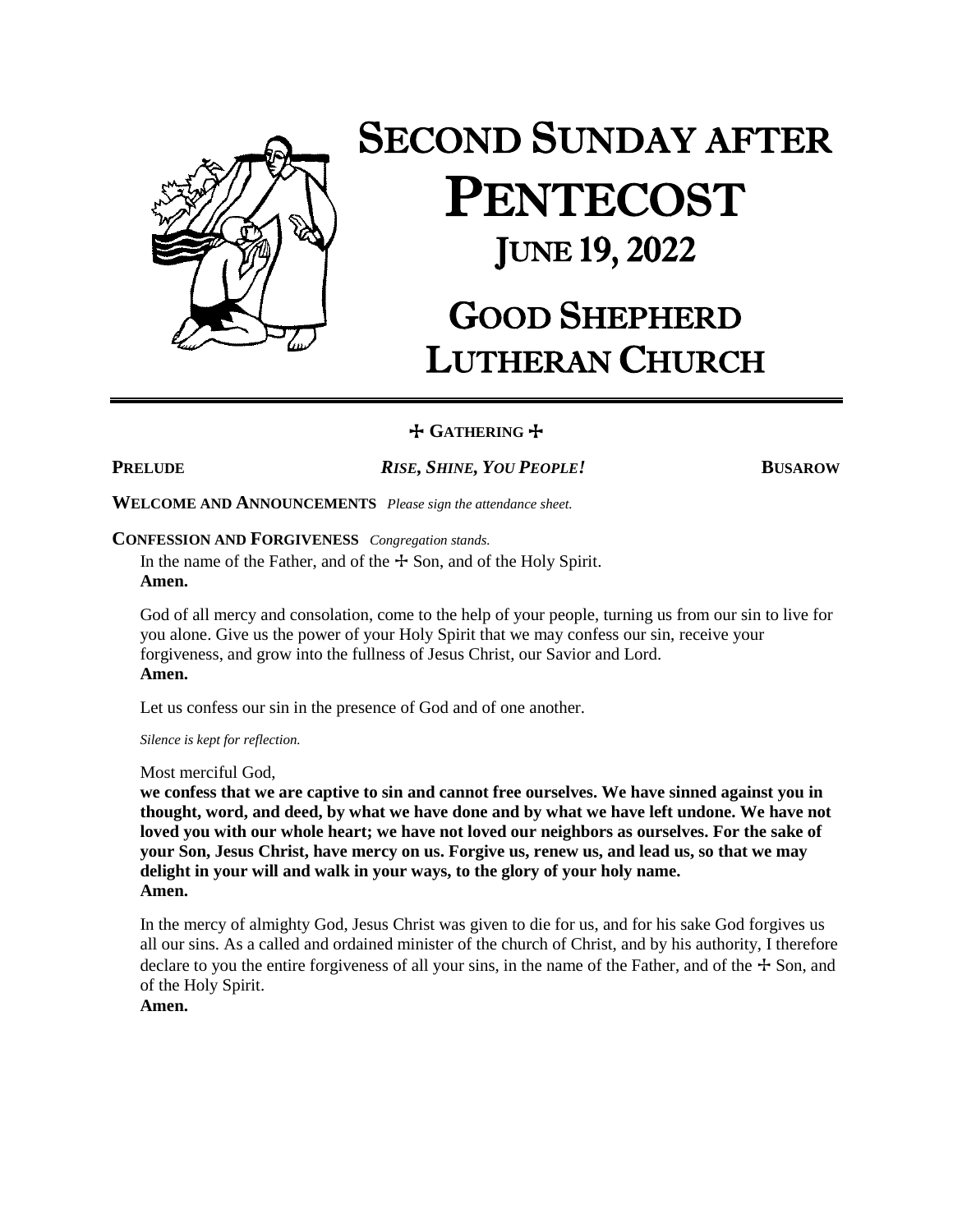# SECOND SUNDAY AFTER PENTECOST

## JUNE 19, 2022

# GOOD SHEPHERD LUTHERAN CHURCH

---

## ☩ GATHERING ☩

**PRELUDE** ***RISE, SHINE, YOU PEOPLE!*** **BUSAROW**

**WELCOME AND ANNOUNCEMENTS** *Please sign the attendance sheet.*

**CONFESSION AND FORGIVENESS** *Congregation stands.*

In the name of the Father, and of the ☩ Son, and of the Holy Spirit.
**Amen.**

God of all mercy and consolation, come to the help of your people, turning us from our sin to live for you alone. Give us the power of your Holy Spirit that we may confess our sin, receive your forgiveness, and grow into the fullness of Jesus Christ, our Savior and Lord.
**Amen.**

Let us confess our sin in the presence of God and of one another.

*Silence is kept for reflection.*

Most merciful God,
**we confess that we are captive to sin and cannot free ourselves. We have sinned against you in thought, word, and deed, by what we have done and by what we have left undone. We have not loved you with our whole heart; we have not loved our neighbors as ourselves. For the sake of your Son, Jesus Christ, have mercy on us. Forgive us, renew us, and lead us, so that we may delight in your will and walk in your ways, to the glory of your holy name.**
**Amen.**

In the mercy of almighty God, Jesus Christ was given to die for us, and for his sake God forgives us all our sins. As a called and ordained minister of the church of Christ, and by his authority, I therefore declare to you the entire forgiveness of all your sins, in the name of the Father, and of the ☩ Son, and of the Holy Spirit.
**Amen.**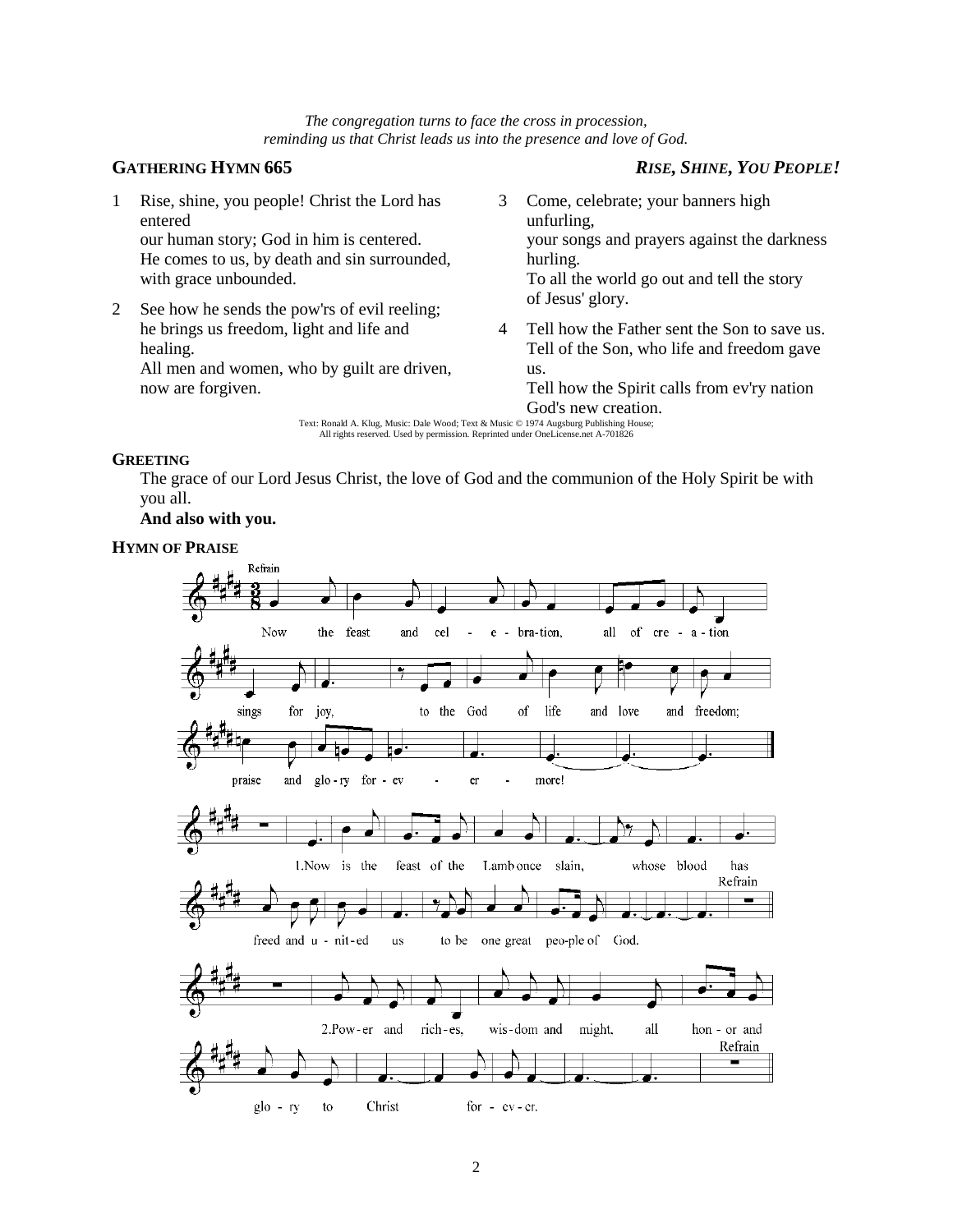*The congregation turns to face the cross in procession,*
*reminding us that Christ leads us into the presence and love of God.*

## GATHERING HYMN 665 — *RISE, SHINE, YOU PEOPLE!*

1 Rise, shine, you people! Christ the Lord has entered
our human story; God in him is centered.
He comes to us, by death and sin surrounded,
with grace unbounded.

2 See how he sends the pow'rs of evil reeling;
he brings us freedom, light and life and healing.
All men and women, who by guilt are driven,
now are forgiven.

3 Come, celebrate; your banners high unfurling,
your songs and prayers against the darkness hurling.
To all the world go out and tell the story
of Jesus' glory.

4 Tell how the Father sent the Son to save us.
Tell of the Son, who life and freedom gave us.
Tell how the Spirit calls from ev'ry nation
God's new creation.

Text: Ronald A. Klug, Music: Dale Wood; Text & Music © 1974 Augsburg Publishing House;
All rights reserved. Used by permission. Reprinted under OneLicense.net A-701826

## GREETING

The grace of our Lord Jesus Christ, the love of God and the communion of the Holy Spirit be with you all.

**And also with you.**

## HYMN OF PRAISE

Refrain

Now the feast and celebration, all of creation sings for joy, to the God of life and love and freedom; praise and glory forevermore!

1. Now is the feast of the Lamb once slain, whose blood has freed and united us to be one great people of God. *Refrain*

2. Power and riches, wisdom and might, all honor and glory to Christ forever. *Refrain*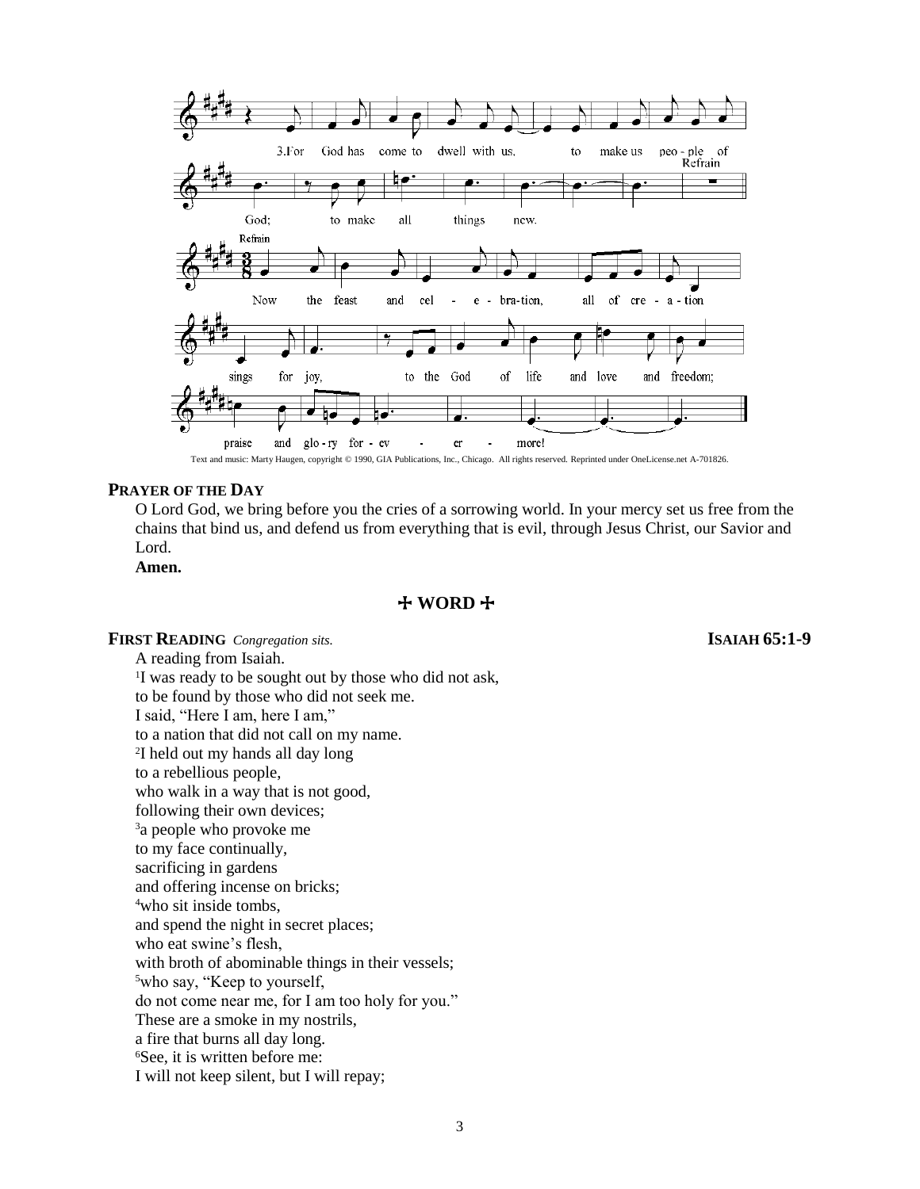3.For God has come to dwell with us, to make us people of God; to make all things new.

**Refrain**

Now the feast and celebration, all of creation sings for joy, to the God of life and love and freedom; praise and glory forever more!

Text and music: Marty Haugen, copyright © 1990, GIA Publications, Inc., Chicago. All rights reserved. Reprinted under OneLicense.net A-701826.

**PRAYER OF THE DAY**

O Lord God, we bring before you the cries of a sorrowing world. In your mercy set us free from the chains that bind us, and defend us from everything that is evil, through Jesus Christ, our Savior and Lord.

**Amen.**

## ✠ WORD ✠

**FIRST READING** *Congregation sits.* **ISAIAH 65:1-9**

A reading from Isaiah.

[1]I was ready to be sought out by those who did not ask,
to be found by those who did not seek me.
I said, "Here I am, here I am,"
to a nation that did not call on my name.
[2]I held out my hands all day long
to a rebellious people,
who walk in a way that is not good,
following their own devices;
[3]a people who provoke me
to my face continually,
sacrificing in gardens
and offering incense on bricks;
[4]who sit inside tombs,
and spend the night in secret places;
who eat swine's flesh,
with broth of abominable things in their vessels;
[5]who say, "Keep to yourself,
do not come near me, for I am too holy for you."
These are a smoke in my nostrils,
a fire that burns all day long.
[6]See, it is written before me:
I will not keep silent, but I will repay;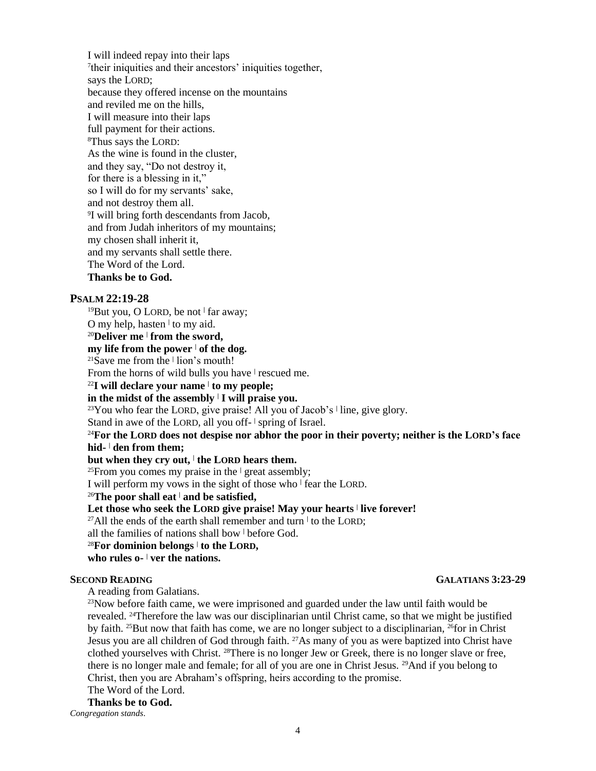I will indeed repay into their laps
[7]their iniquities and their ancestors' iniquities together,
says the LORD;
because they offered incense on the mountains
and reviled me on the hills,
I will measure into their laps
full payment for their actions.
[8]Thus says the LORD:
As the wine is found in the cluster,
and they say, "Do not destroy it,
for there is a blessing in it,"
so I will do for my servants' sake,
and not destroy them all.
[9]I will bring forth descendants from Jacob,
and from Judah inheritors of my mountains;
my chosen shall inherit it,
and my servants shall settle there.
The Word of the Lord.
**Thanks be to God.**

### PSALM 22:19-28

[19]But you, O LORD, be not ǀ far away;
O my help, hasten ǀ to my aid.
**[20]Deliver me ǀ from the sword,**
**my life from the power ǀ of the dog.**
[21]Save me from the ǀ lion's mouth!
From the horns of wild bulls you have ǀ rescued me.
**[22]I will declare your name ǀ to my people;**
**in the midst of the assembly ǀ I will praise you.**
[23]You who fear the LORD, give praise! All you of Jacob's ǀ line, give glory.
Stand in awe of the LORD, all you off- ǀ spring of Israel.
**[24]For the LORD does not despise nor abhor the poor in their poverty; neither is the LORD's face hid- ǀ den from them;**
**but when they cry out, ǀ the LORD hears them.**
[25]From you comes my praise in the ǀ great assembly;
I will perform my vows in the sight of those who ǀ fear the LORD.
**[26]The poor shall eat ǀ and be satisfied,**
**Let those who seek the LORD give praise! May your hearts ǀ live forever!**
[27]All the ends of the earth shall remember and turn ǀ to the LORD;
all the families of nations shall bow ǀ before God.
**[28]For dominion belongs ǀ to the LORD,**
**who rules o- ǀ ver the nations.**

### SECOND READING — GALATIANS 3:23-29

A reading from Galatians.
[23]Now before faith came, we were imprisoned and guarded under the law until faith would be revealed. [24]Therefore the law was our disciplinarian until Christ came, so that we might be justified by faith. [25]But now that faith has come, we are no longer subject to a disciplinarian, [26]for in Christ Jesus you are all children of God through faith. [27]As many of you as were baptized into Christ have clothed yourselves with Christ. [28]There is no longer Jew or Greek, there is no longer slave or free, there is no longer male and female; for all of you are one in Christ Jesus. [29]And if you belong to Christ, then you are Abraham's offspring, heirs according to the promise.
The Word of the Lord.
**Thanks be to God.**

*Congregation stands.*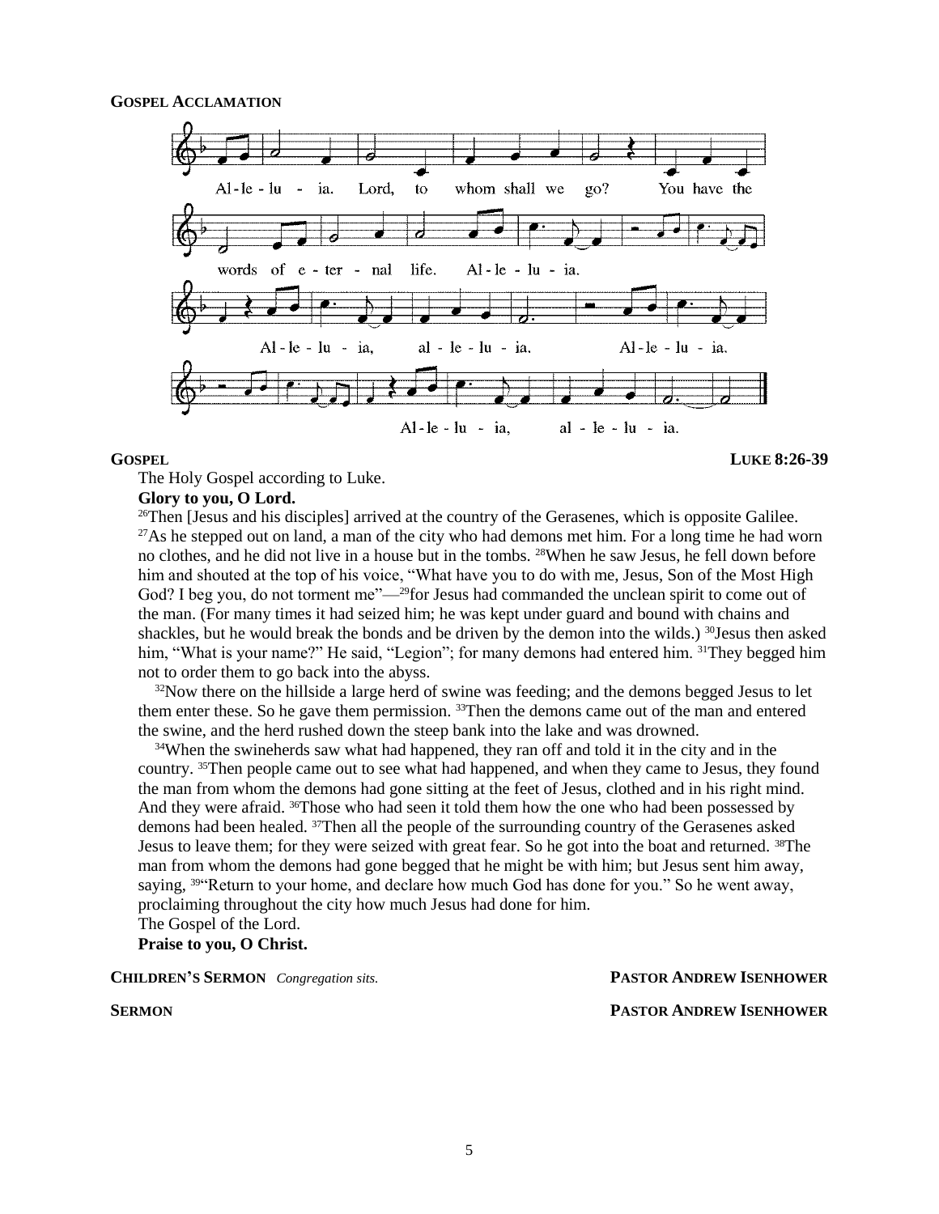**GOSPEL ACCLAMATION**

Al-le-lu-ia. Lord, to whom shall we go? You have the words of e-ter-nal life. Al-le-lu-ia.

Al-le-lu-ia, al-le-lu-ia. Al-le-lu-ia.

Al-le-lu-ia, al-le-lu-ia.

**GOSPEL** **LUKE 8:26-39**

The Holy Gospel according to Luke.

**Glory to you, O Lord.**

[26]Then [Jesus and his disciples] arrived at the country of the Gerasenes, which is opposite Galilee. [27]As he stepped out on land, a man of the city who had demons met him. For a long time he had worn no clothes, and he did not live in a house but in the tombs. [28]When he saw Jesus, he fell down before him and shouted at the top of his voice, "What have you to do with me, Jesus, Son of the Most High God? I beg you, do not torment me"—[29]for Jesus had commanded the unclean spirit to come out of the man. (For many times it had seized him; he was kept under guard and bound with chains and shackles, but he would break the bonds and be driven by the demon into the wilds.) [30]Jesus then asked him, "What is your name?" He said, "Legion"; for many demons had entered him. [31]They begged him not to order them to go back into the abyss.

[32]Now there on the hillside a large herd of swine was feeding; and the demons begged Jesus to let them enter these. So he gave them permission. [33]Then the demons came out of the man and entered the swine, and the herd rushed down the steep bank into the lake and was drowned.

[34]When the swineherds saw what had happened, they ran off and told it in the city and in the country. [35]Then people came out to see what had happened, and when they came to Jesus, they found the man from whom the demons had gone sitting at the feet of Jesus, clothed and in his right mind. And they were afraid. [36]Those who had seen it told them how the one who had been possessed by demons had been healed. [37]Then all the people of the surrounding country of the Gerasenes asked Jesus to leave them; for they were seized with great fear. So he got into the boat and returned. [38]The man from whom the demons had gone begged that he might be with him; but Jesus sent him away, saying, [39]"Return to your home, and declare how much God has done for you." So he went away, proclaiming throughout the city how much Jesus had done for him.

The Gospel of the Lord.

**Praise to you, O Christ.**

**CHILDREN'S SERMON** *Congregation sits.* **PASTOR ANDREW ISENHOWER**

**SERMON** **PASTOR ANDREW ISENHOWER**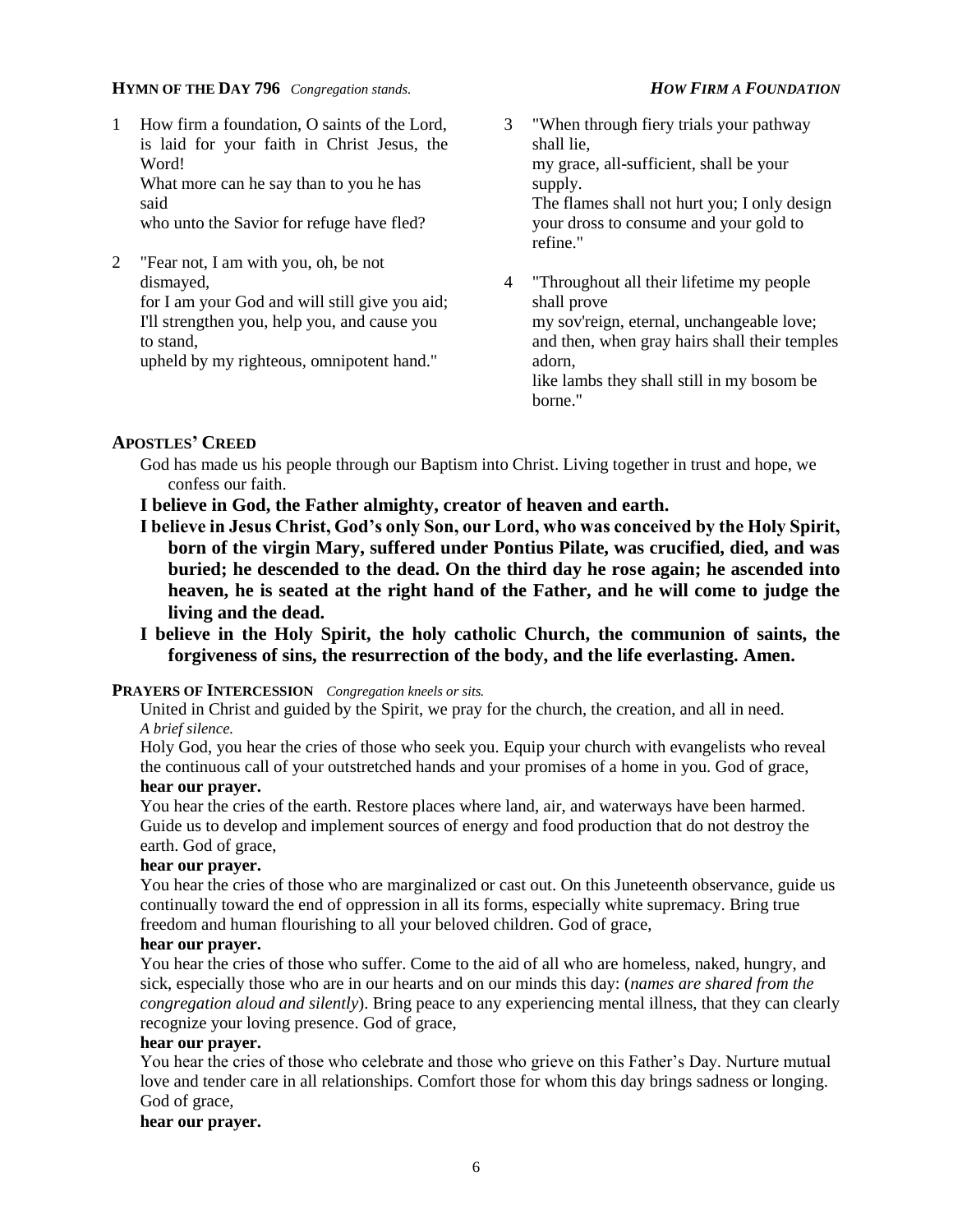**HYMN OF THE DAY 796** *Congregation stands.* ***HOW FIRM A FOUNDATION***

1 How firm a foundation, O saints of the Lord, is laid for your faith in Christ Jesus, the Word!
What more can he say than to you he has said
who unto the Savior for refuge have fled?

2 "Fear not, I am with you, oh, be not dismayed,
for I am your God and will still give you aid;
I'll strengthen you, help you, and cause you to stand,
upheld by my righteous, omnipotent hand."

3 "When through fiery trials your pathway shall lie,
my grace, all-sufficient, shall be your supply.
The flames shall not hurt you; I only design
your dross to consume and your gold to refine."

4 "Throughout all their lifetime my people shall prove
my sov'reign, eternal, unchangeable love;
and then, when gray hairs shall their temples adorn,
like lambs they shall still in my bosom be borne."

**APOSTLES' CREED**

God has made us his people through our Baptism into Christ. Living together in trust and hope, we confess our faith.

**I believe in God, the Father almighty, creator of heaven and earth.**

**I believe in Jesus Christ, God's only Son, our Lord, who was conceived by the Holy Spirit, born of the virgin Mary, suffered under Pontius Pilate, was crucified, died, and was buried; he descended to the dead. On the third day he rose again; he ascended into heaven, he is seated at the right hand of the Father, and he will come to judge the living and the dead.**

**I believe in the Holy Spirit, the holy catholic Church, the communion of saints, the forgiveness of sins, the resurrection of the body, and the life everlasting. Amen.**

**PRAYERS OF INTERCESSION** *Congregation kneels or sits.*

United in Christ and guided by the Spirit, we pray for the church, the creation, and all in need.
*A brief silence.*

Holy God, you hear the cries of those who seek you. Equip your church with evangelists who reveal the continuous call of your outstretched hands and your promises of a home in you. God of grace,
**hear our prayer.**

You hear the cries of the earth. Restore places where land, air, and waterways have been harmed. Guide us to develop and implement sources of energy and food production that do not destroy the earth. God of grace,
**hear our prayer.**

You hear the cries of those who are marginalized or cast out. On this Juneteenth observance, guide us continually toward the end of oppression in all its forms, especially white supremacy. Bring true freedom and human flourishing to all your beloved children. God of grace,
**hear our prayer.**

You hear the cries of those who suffer. Come to the aid of all who are homeless, naked, hungry, and sick, especially those who are in our hearts and on our minds this day: (*names are shared from the congregation aloud and silently*). Bring peace to any experiencing mental illness, that they can clearly recognize your loving presence. God of grace,
**hear our prayer.**

You hear the cries of those who celebrate and those who grieve on this Father's Day. Nurture mutual love and tender care in all relationships. Comfort those for whom this day brings sadness or longing. God of grace,
**hear our prayer.**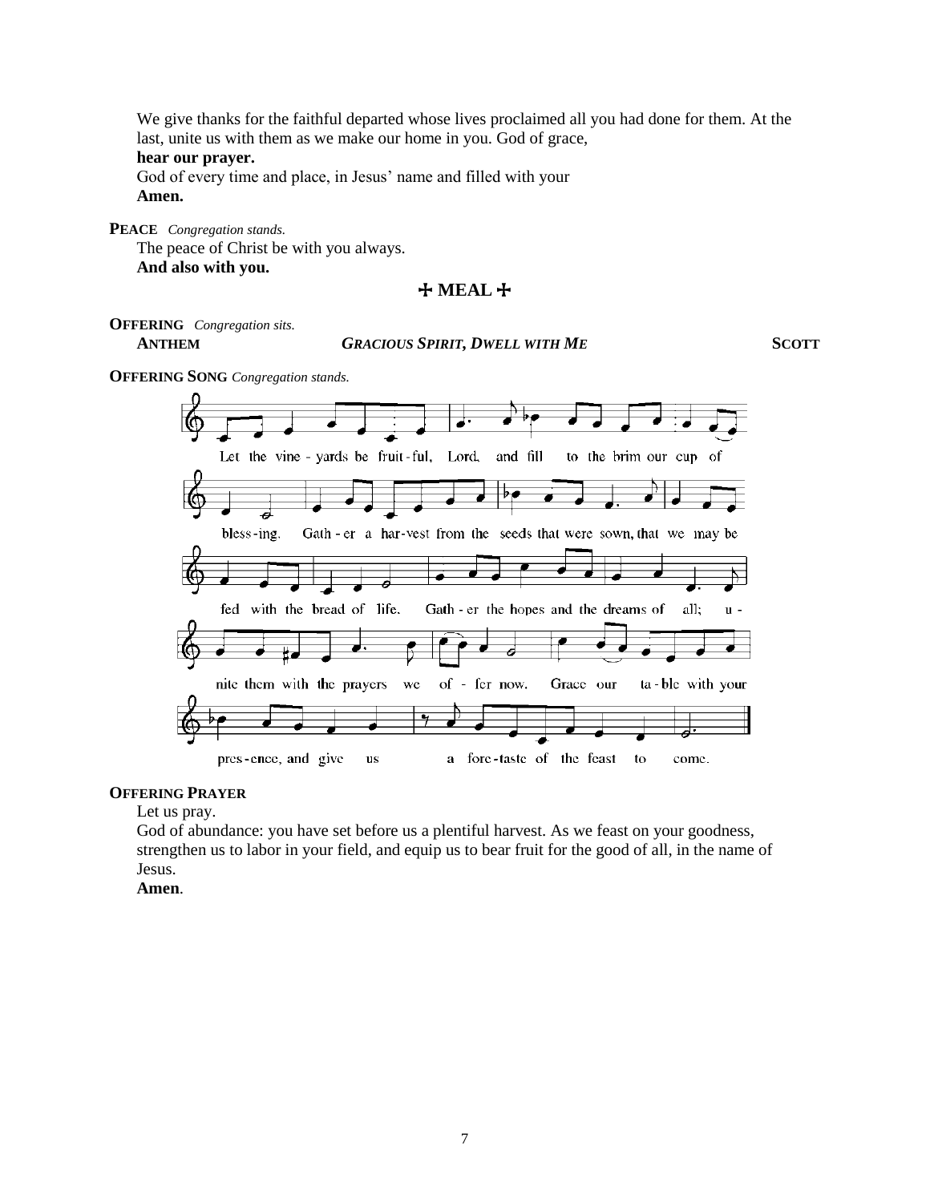We give thanks for the faithful departed whose lives proclaimed all you had done for them. At the last, unite us with them as we make our home in you. God of grace,
**hear our prayer.**
God of every time and place, in Jesus' name and filled with your
**Amen.**

**PEACE** *Congregation stands.*
The peace of Christ be with you always.
**And also with you.**

## ☩ MEAL ☩

**OFFERING** *Congregation sits.*
**ANTHEM** ***GRACIOUS SPIRIT, DWELL WITH ME*** **SCOTT**

**OFFERING SONG** *Congregation stands.*

Let the vine - yards be fruit - ful, Lord, and fill to the brim our cup of bless - ing. Gath - er a har - vest from the seeds that were sown, that we may be fed with the bread of life. Gath - er the hopes and the dreams of all; u - nite them with the prayers we of - fer now. Grace our ta - ble with your pres - ence, and give us a fore - taste of the feast to come.

**OFFERING PRAYER**
Let us pray.
God of abundance: you have set before us a plentiful harvest. As we feast on your goodness, strengthen us to labor in your field, and equip us to bear fruit for the good of all, in the name of Jesus.
**Amen**.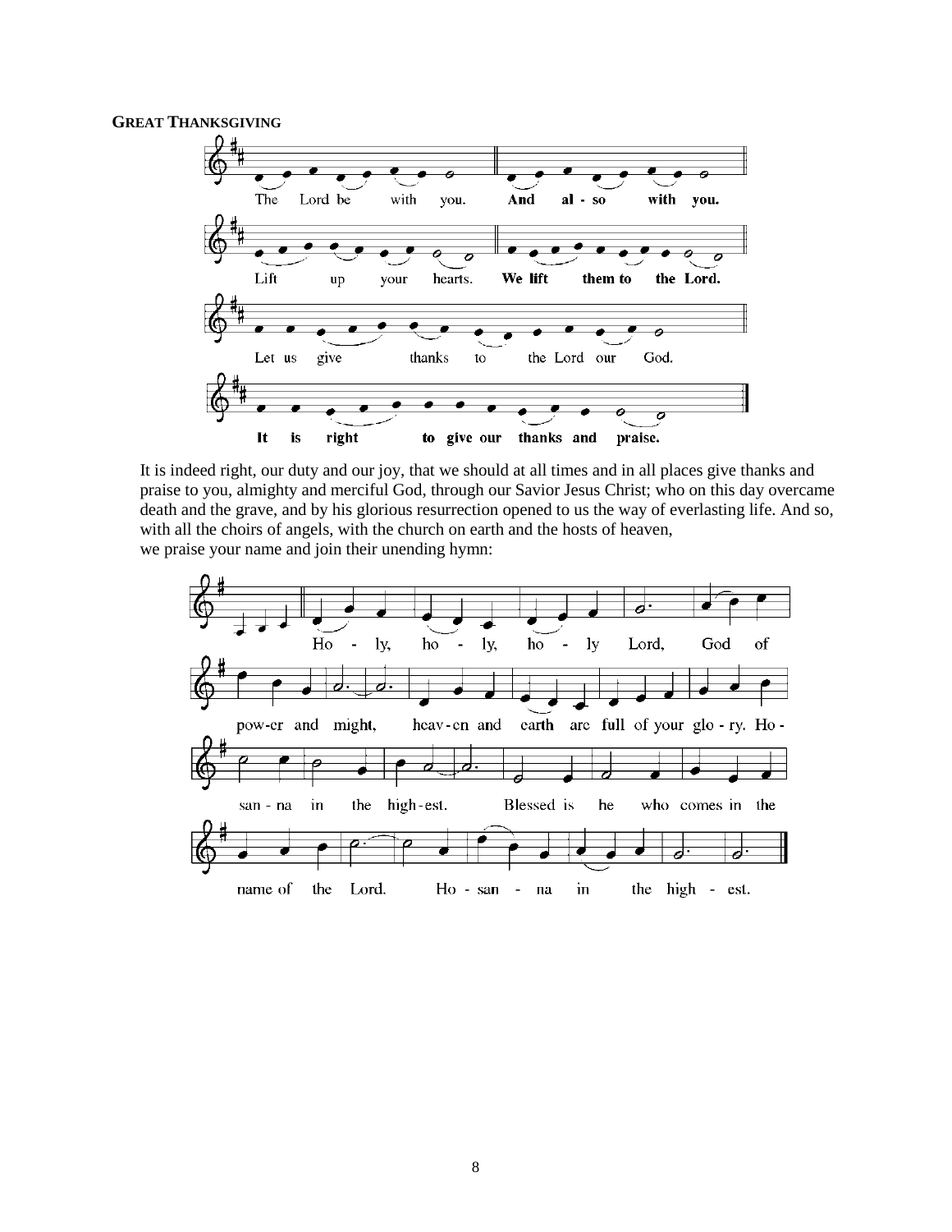**GREAT THANKSGIVING**

The Lord be with you. **And also with you.**

Lift up your hearts. **We lift them to the Lord.**

Let us give thanks to the Lord our God.

**It is right to give our thanks and praise.**

It is indeed right, our duty and our joy, that we should at all times and in all places give thanks and praise to you, almighty and merciful God, through our Savior Jesus Christ; who on this day overcame death and the grave, and by his glorious resurrection opened to us the way of everlasting life. And so, with all the choirs of angels, with the church on earth and the hosts of heaven,
we praise your name and join their unending hymn:

Holy, holy, holy Lord, God of power and might, heaven and earth are full of your glory. Hosanna in the highest. Blessed is he who comes in the name of the Lord. Hosanna in the highest.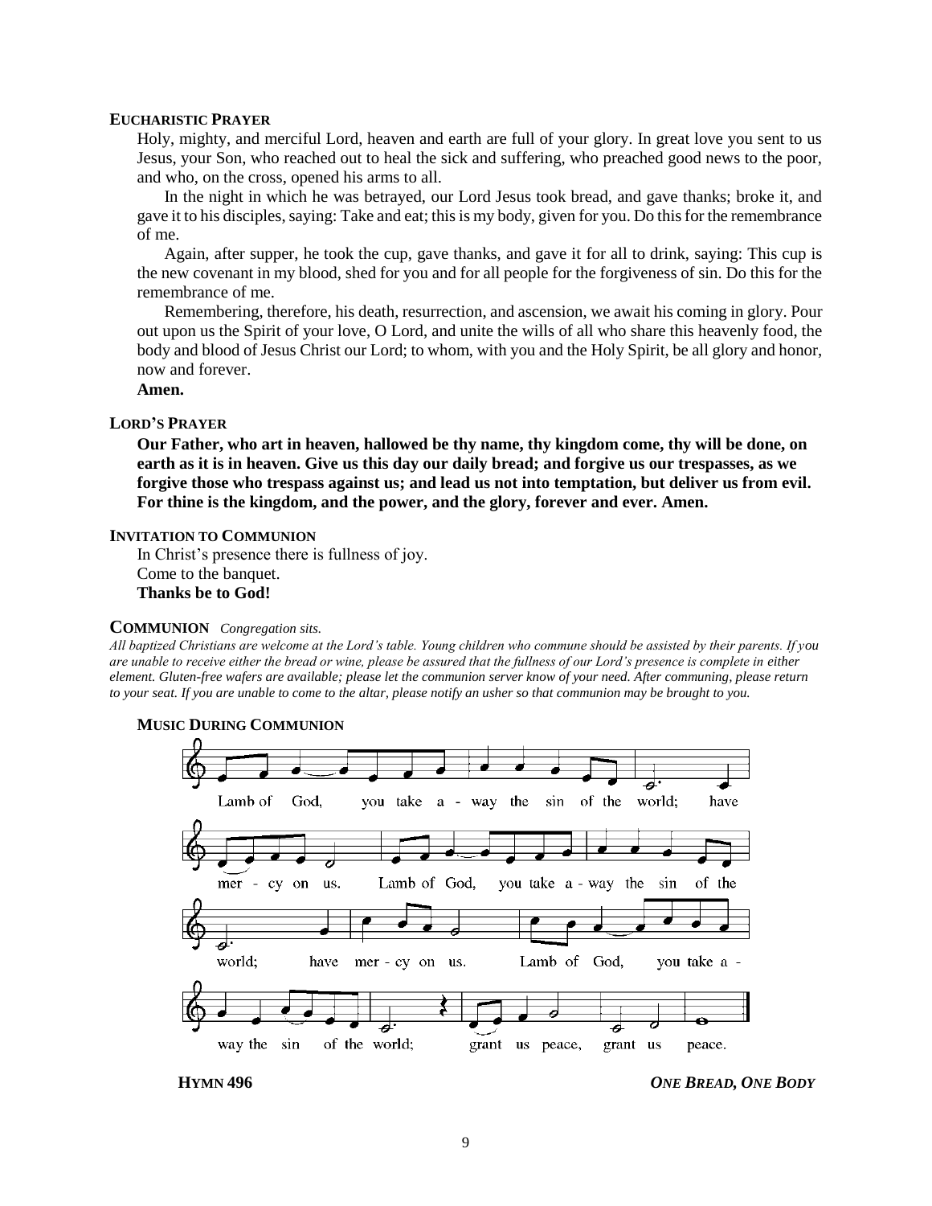### EUCHARISTIC PRAYER

Holy, mighty, and merciful Lord, heaven and earth are full of your glory. In great love you sent to us Jesus, your Son, who reached out to heal the sick and suffering, who preached good news to the poor, and who, on the cross, opened his arms to all.

In the night in which he was betrayed, our Lord Jesus took bread, and gave thanks; broke it, and gave it to his disciples, saying: Take and eat; this is my body, given for you. Do this for the remembrance of me.

Again, after supper, he took the cup, gave thanks, and gave it for all to drink, saying: This cup is the new covenant in my blood, shed for you and for all people for the forgiveness of sin. Do this for the remembrance of me.

Remembering, therefore, his death, resurrection, and ascension, we await his coming in glory. Pour out upon us the Spirit of your love, O Lord, and unite the wills of all who share this heavenly food, the body and blood of Jesus Christ our Lord; to whom, with you and the Holy Spirit, be all glory and honor, now and forever.

**Amen.**

### LORD'S PRAYER

**Our Father, who art in heaven, hallowed be thy name, thy kingdom come, thy will be done, on earth as it is in heaven. Give us this day our daily bread; and forgive us our trespasses, as we forgive those who trespass against us; and lead us not into temptation, but deliver us from evil. For thine is the kingdom, and the power, and the glory, forever and ever. Amen.**

### INVITATION TO COMMUNION

In Christ's presence there is fullness of joy.
Come to the banquet.
**Thanks be to God!**

## COMMUNION *Congregation sits.*

*All baptized Christians are welcome at the Lord's table. Young children who commune should be assisted by their parents. If you are unable to receive either the bread or wine, please be assured that the fullness of our Lord's presence is complete in either element. Gluten-free wafers are available; please let the communion server know of your need. After communing, please return to your seat. If you are unable to come to the altar, please notify an usher so that communion may be brought to you.*

### MUSIC DURING COMMUNION

Lamb of God, you take away the sin of the world; have mercy on us. Lamb of God, you take away the sin of the world; have mercy on us. Lamb of God, you take away the sin of the world; grant us peace, grant us peace.

**HYMN 496** ***ONE BREAD, ONE BODY***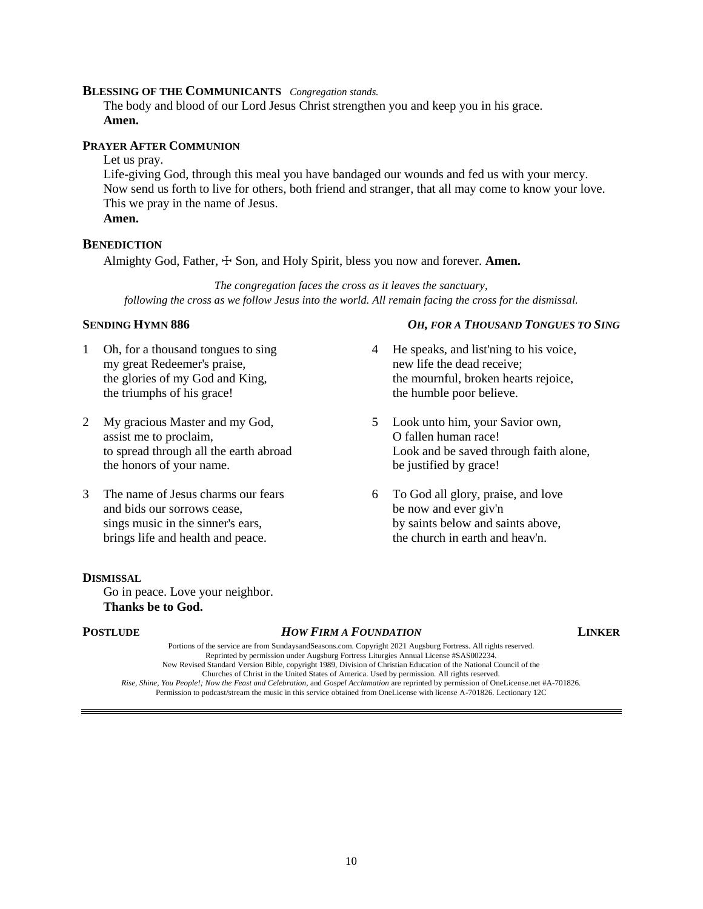**BLESSING OF THE COMMUNICANTS** *Congregation stands.*

The body and blood of our Lord Jesus Christ strengthen you and keep you in his grace.
**Amen.**

**PRAYER AFTER COMMUNION**

Let us pray.
Life-giving God, through this meal you have bandaged our wounds and fed us with your mercy. Now send us forth to live for others, both friend and stranger, that all may come to know your love. This we pray in the name of Jesus.
**Amen.**

**BENEDICTION**

Almighty God, Father, ☩ Son, and Holy Spirit, bless you now and forever. **Amen.**

*The congregation faces the cross as it leaves the sanctuary, following the cross as we follow Jesus into the world. All remain facing the cross for the dismissal.*

**SENDING HYMN 886** ***OH, FOR A THOUSAND TONGUES TO SING***

1 Oh, for a thousand tongues to sing
my great Redeemer's praise,
the glories of my God and King,
the triumphs of his grace!

2 My gracious Master and my God,
assist me to proclaim,
to spread through all the earth abroad
the honors of your name.

3 The name of Jesus charms our fears
and bids our sorrows cease,
sings music in the sinner's ears,
brings life and health and peace.

4 He speaks, and list'ning to his voice,
new life the dead receive;
the mournful, broken hearts rejoice,
the humble poor believe.

5 Look unto him, your Savior own,
O fallen human race!
Look and be saved through faith alone,
be justified by grace!

6 To God all glory, praise, and love
be now and ever giv'n
by saints below and saints above,
the church in earth and heav'n.

**DISMISSAL**

Go in peace. Love your neighbor.
**Thanks be to God.**

**POSTLUDE** ***HOW FIRM A FOUNDATION*** **LINKER**

Portions of the service are from SundaysandSeasons.com. Copyright 2021 Augsburg Fortress. All rights reserved.
Reprinted by permission under Augsburg Fortress Liturgies Annual License #SAS002234.
New Revised Standard Version Bible, copyright 1989, Division of Christian Education of the National Council of the Churches of Christ in the United States of America. Used by permission. All rights reserved.
*Rise, Shine, You People!; Now the Feast and Celebration,* and *Gospel Acclamation* are reprinted by permission of OneLicense.net #A-701826.
Permission to podcast/stream the music in this service obtained from OneLicense with license A-701826. Lectionary 12C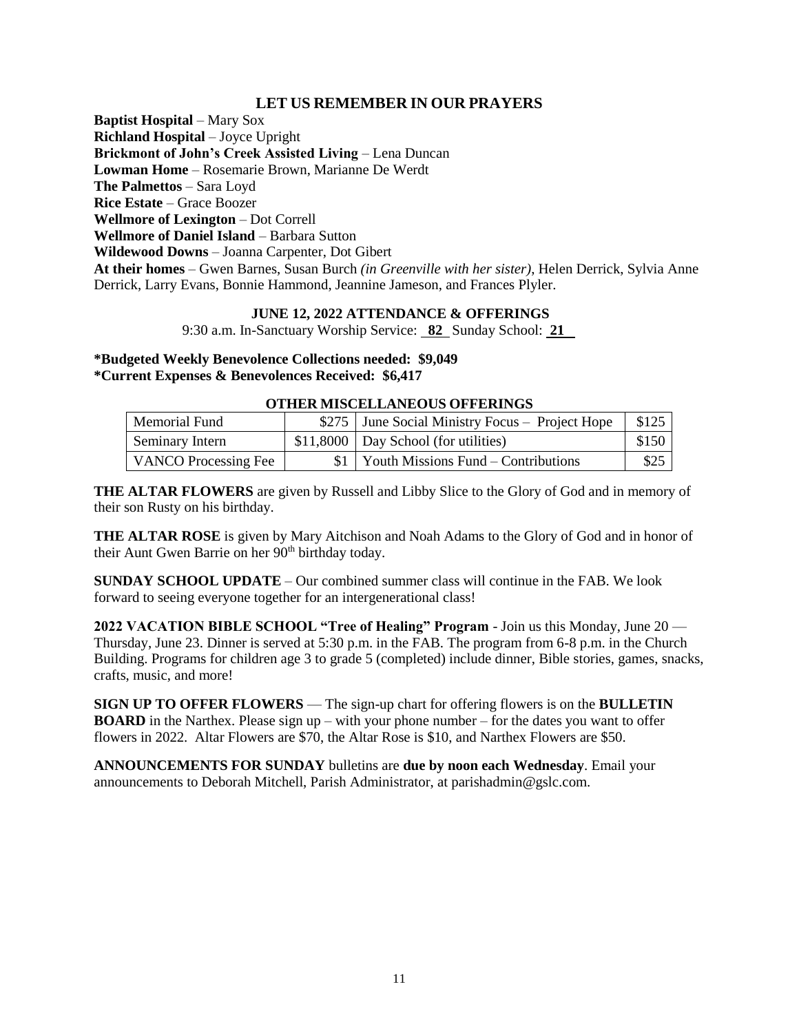## LET US REMEMBER IN OUR PRAYERS

**Baptist Hospital** – Mary Sox
**Richland Hospital** – Joyce Upright
**Brickmont of John's Creek Assisted Living** – Lena Duncan
**Lowman Home** – Rosemarie Brown, Marianne De Werdt
**The Palmettos** – Sara Loyd
**Rice Estate** – Grace Boozer
**Wellmore of Lexington** – Dot Correll
**Wellmore of Daniel Island** – Barbara Sutton
**Wildewood Downs** – Joanna Carpenter, Dot Gibert
**At their homes** – Gwen Barnes, Susan Burch *(in Greenville with her sister)*, Helen Derrick, Sylvia Anne Derrick, Larry Evans, Bonnie Hammond, Jeannine Jameson, and Frances Plyler.

### JUNE 12, 2022 ATTENDANCE & OFFERINGS

9:30 a.m. In-Sanctuary Worship Service: **82** Sunday School: **21**

**\*Budgeted Weekly Benevolence Collections needed: $9,049**
**\*Current Expenses & Benevolences Received: $6,417**

### OTHER MISCELLANEOUS OFFERINGS

| Memorial Fund | $275 | June Social Ministry Focus – Project Hope | $125 |
|---|---|---|---|
| Seminary Intern | $11,8000 | Day School (for utilities) | $150 |
| VANCO Processing Fee | $1 | Youth Missions Fund – Contributions | $25 |

**THE ALTAR FLOWERS** are given by Russell and Libby Slice to the Glory of God and in memory of their son Rusty on his birthday.

**THE ALTAR ROSE** is given by Mary Aitchison and Noah Adams to the Glory of God and in honor of their Aunt Gwen Barrie on her 90th birthday today.

**SUNDAY SCHOOL UPDATE** – Our combined summer class will continue in the FAB. We look forward to seeing everyone together for an intergenerational class!

**2022 VACATION BIBLE SCHOOL "Tree of Healing" Program** - Join us this Monday, June 20 — Thursday, June 23. Dinner is served at 5:30 p.m. in the FAB. The program from 6-8 p.m. in the Church Building. Programs for children age 3 to grade 5 (completed) include dinner, Bible stories, games, snacks, crafts, music, and more!

**SIGN UP TO OFFER FLOWERS** — The sign-up chart for offering flowers is on the **BULLETIN BOARD** in the Narthex. Please sign up – with your phone number – for the dates you want to offer flowers in 2022. Altar Flowers are $70, the Altar Rose is $10, and Narthex Flowers are $50.

**ANNOUNCEMENTS FOR SUNDAY** bulletins are **due by noon each Wednesday**. Email your announcements to Deborah Mitchell, Parish Administrator, at parishadmin@gslc.com.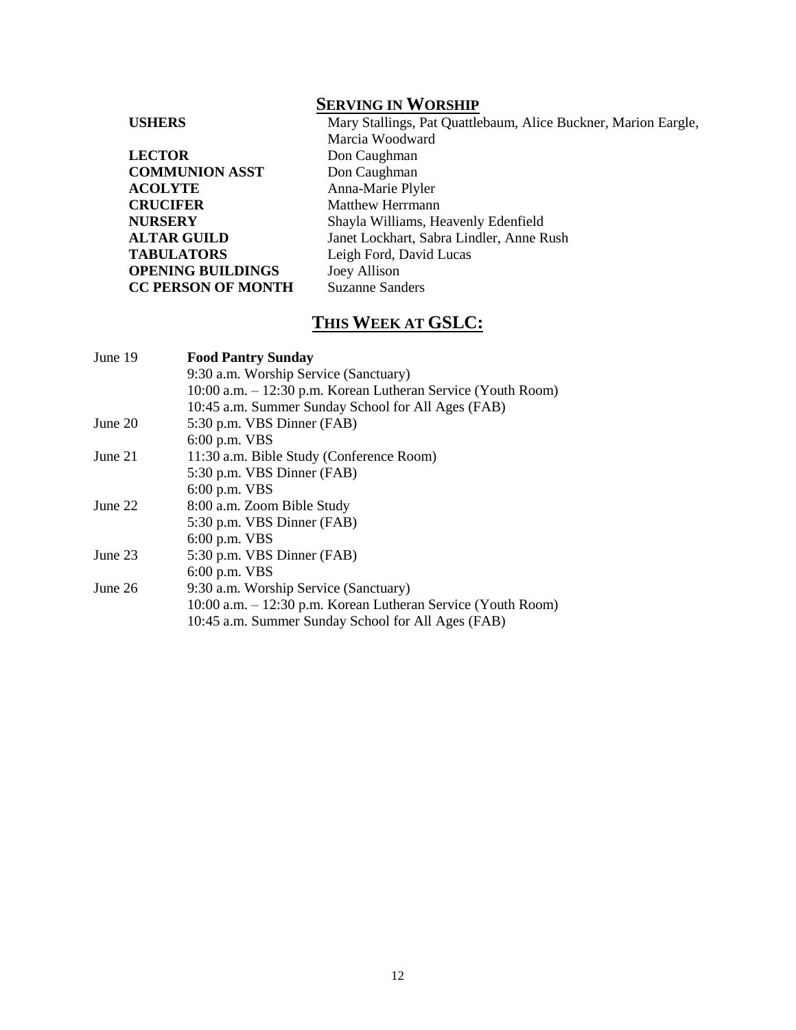## SERVING IN WORSHIP

| | |
|---|---|
| **USHERS** | Mary Stallings, Pat Quattlebaum, Alice Buckner, Marion Eargle, Marcia Woodward |
| **LECTOR** | Don Caughman |
| **COMMUNION ASST** | Don Caughman |
| **ACOLYTE** | Anna-Marie Plyler |
| **CRUCIFER** | Matthew Herrmann |
| **NURSERY** | Shayla Williams, Heavenly Edenfield |
| **ALTAR GUILD** | Janet Lockhart, Sabra Lindler, Anne Rush |
| **TABULATORS** | Leigh Ford, David Lucas |
| **OPENING BUILDINGS** | Joey Allison |
| **CC PERSON OF MONTH** | Suzanne Sanders |

## THIS WEEK AT GSLC:

| | |
|---|---|
| June 19 | **Food Pantry Sunday** |
| | 9:30 a.m. Worship Service (Sanctuary) |
| | 10:00 a.m. – 12:30 p.m. Korean Lutheran Service (Youth Room) |
| | 10:45 a.m. Summer Sunday School for All Ages (FAB) |
| June 20 | 5:30 p.m. VBS Dinner (FAB) |
| | 6:00 p.m. VBS |
| June 21 | 11:30 a.m. Bible Study (Conference Room) |
| | 5:30 p.m. VBS Dinner (FAB) |
| | 6:00 p.m. VBS |
| June 22 | 8:00 a.m. Zoom Bible Study |
| | 5:30 p.m. VBS Dinner (FAB) |
| | 6:00 p.m. VBS |
| June 23 | 5:30 p.m. VBS Dinner (FAB) |
| | 6:00 p.m. VBS |
| June 26 | 9:30 a.m. Worship Service (Sanctuary) |
| | 10:00 a.m. – 12:30 p.m. Korean Lutheran Service (Youth Room) |
| | 10:45 a.m. Summer Sunday School for All Ages (FAB) |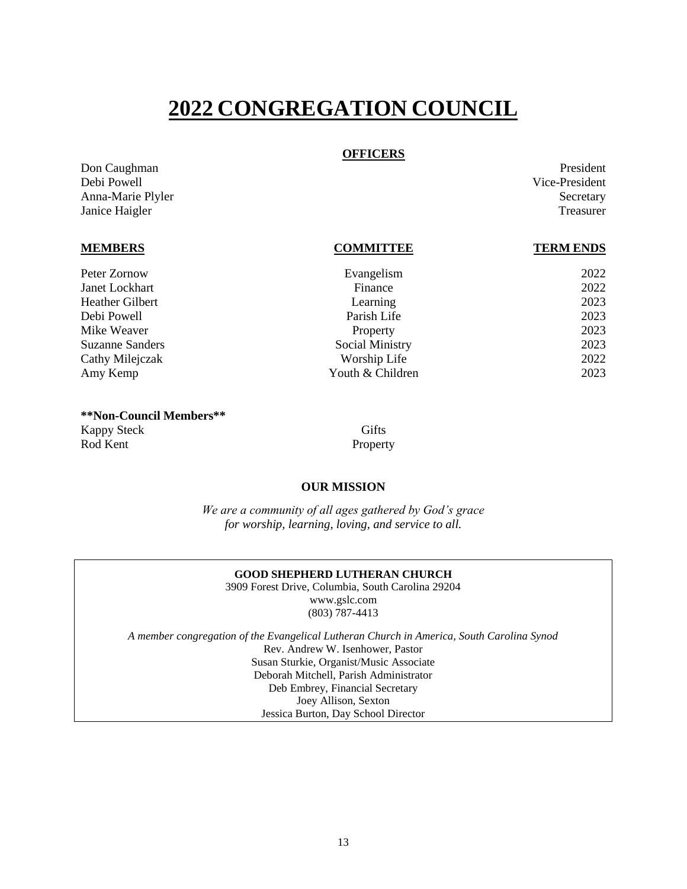# 2022 CONGREGATION COUNCIL

**OFFICERS**

| | |
|---|---|
| Don Caughman | President |
| Debi Powell | Vice-President |
| Anna-Marie Plyler | Secretary |
| Janice Haigler | Treasurer |

| MEMBERS | COMMITTEE | TERM ENDS |
|---|---|---|
| Peter Zornow | Evangelism | 2022 |
| Janet Lockhart | Finance | 2022 |
| Heather Gilbert | Learning | 2023 |
| Debi Powell | Parish Life | 2023 |
| Mike Weaver | Property | 2023 |
| Suzanne Sanders | Social Ministry | 2023 |
| Cathy Milejczak | Worship Life | 2022 |
| Amy Kemp | Youth & Children | 2023 |

**\*\*Non-Council Members\*\***

| | |
|---|---|
| Kappy Steck | Gifts |
| Rod Kent | Property |

**OUR MISSION**

*We are a community of all ages gathered by God's grace*
*for worship, learning, loving, and service to all.*

**GOOD SHEPHERD LUTHERAN CHURCH**
3909 Forest Drive, Columbia, South Carolina 29204
www.gslc.com
(803) 787-4413

*A member congregation of the Evangelical Lutheran Church in America, South Carolina Synod*
Rev. Andrew W. Isenhower, Pastor
Susan Sturkie, Organist/Music Associate
Deborah Mitchell, Parish Administrator
Deb Embrey, Financial Secretary
Joey Allison, Sexton
Jessica Burton, Day School Director